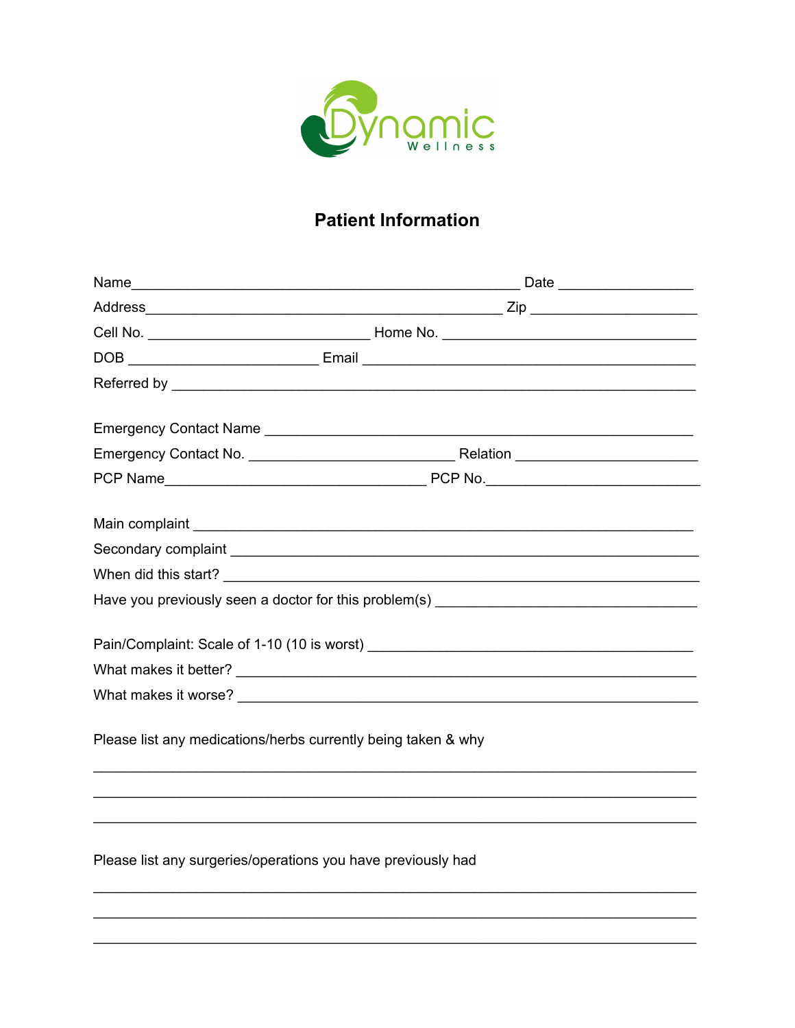Dynamic
Wellness

# Patient Information

Name___________________________________________________ Date _________________

Address_______________________________________________ Zip ______________________

Cell No. _____________________________ Home No. __________________________________

DOB _________________________ Email ____________________________________________

Referred by _____________________________________________________________________

Emergency Contact Name ________________________________________________________

Emergency Contact No. ___________________________ Relation _______________________

PCP Name__________________________________ PCP No.____________________________

Main complaint __________________________________________________________________

Secondary complaint _____________________________________________________________

When did this start? ______________________________________________________________

Have you previously seen a doctor for this problem(s) __________________________________

Pain/Complaint: Scale of 1-10 (10 is worst) ___________________________________________

What makes it better? _____________________________________________________________

What makes it worse? _____________________________________________________________

Please list any medications/herbs currently being taken & why

________________________________________________________________________________

________________________________________________________________________________

________________________________________________________________________________

Please list any surgeries/operations you have previously had

________________________________________________________________________________

________________________________________________________________________________

________________________________________________________________________________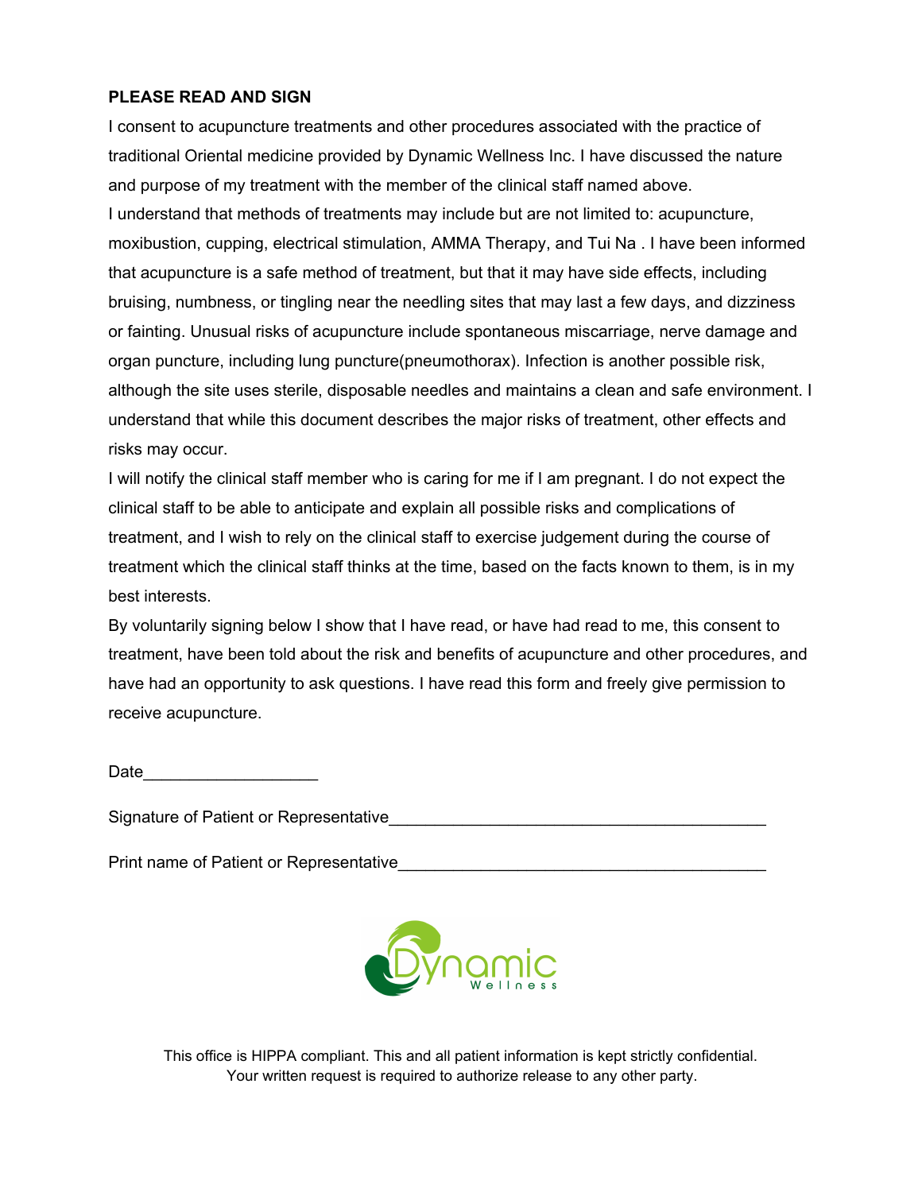**PLEASE READ AND SIGN**

I consent to acupuncture treatments and other procedures associated with the practice of traditional Oriental medicine provided by Dynamic Wellness Inc. I have discussed the nature and purpose of my treatment with the member of the clinical staff named above.

I understand that methods of treatments may include but are not limited to: acupuncture, moxibustion, cupping, electrical stimulation, AMMA Therapy, and Tui Na . I have been informed that acupuncture is a safe method of treatment, but that it may have side effects, including bruising, numbness, or tingling near the needling sites that may last a few days, and dizziness or fainting. Unusual risks of acupuncture include spontaneous miscarriage, nerve damage and organ puncture, including lung puncture(pneumothorax). Infection is another possible risk, although the site uses sterile, disposable needles and maintains a clean and safe environment. I understand that while this document describes the major risks of treatment, other effects and risks may occur.

I will notify the clinical staff member who is caring for me if I am pregnant. I do not expect the clinical staff to be able to anticipate and explain all possible risks and complications of treatment, and I wish to rely on the clinical staff to exercise judgement during the course of treatment which the clinical staff thinks at the time, based on the facts known to them, is in my best interests.

By voluntarily signing below I show that I have read, or have had read to me, this consent to treatment, have been told about the risk and benefits of acupuncture and other procedures, and have had an opportunity to ask questions. I have read this form and freely give permission to receive acupuncture.

Date___________________

Signature of Patient or Representative_________________________________________

Print name of Patient or Representative________________________________________

Dynamic Wellness

This office is HIPPA compliant. This and all patient information is kept strictly confidential. Your written request is required to authorize release to any other party.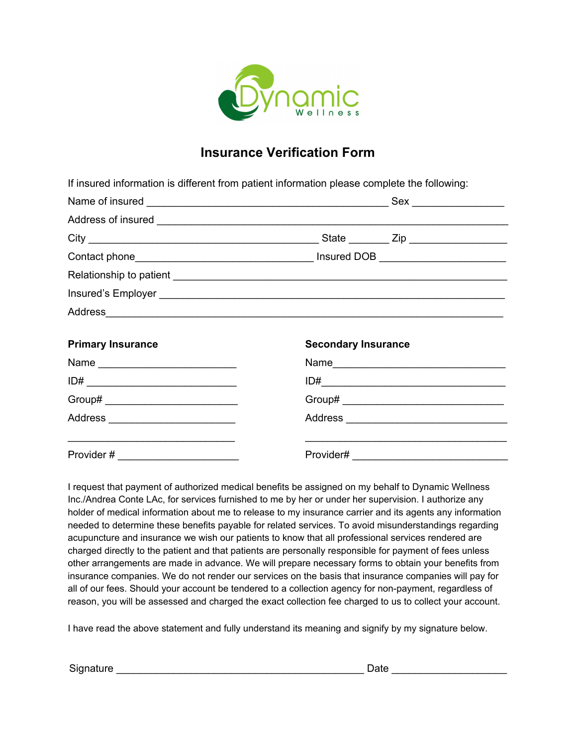# Insurance Verification Form

If insured information is different from patient information please complete the following:

Name of insured ___________________________________________ Sex ________________

Address of insured ______________________________________________________________

City _________________________________________ State _______ Zip _________________

Contact phone_______________________________ Insured DOB ______________________

Relationship to patient ____________________________________________________________

Insured's Employer ______________________________________________________________

Address_______________________________________________________________________

**Primary Insurance**

Name ________________________

ID# __________________________

Group# _______________________

Address ______________________

______________________________

Provider # _____________________

**Secondary Insurance**

Name______________________________

ID#________________________________

Group# ____________________________

Address ____________________________

___________________________________

Provider# __________________________

I request that payment of authorized medical benefits be assigned on my behalf to Dynamic Wellness Inc./Andrea Conte LAc, for services furnished to me by her or under her supervision. I authorize any holder of medical information about me to release to my insurance carrier and its agents any information needed to determine these benefits payable for related services. To avoid misunderstandings regarding acupuncture and insurance we wish our patients to know that all professional services rendered are charged directly to the patient and that patients are personally responsible for payment of fees unless other arrangements are made in advance. We will prepare necessary forms to obtain your benefits from insurance companies. We do not render our services on the basis that insurance companies will pay for all of our fees. Should your account be tendered to a collection agency for non-payment, regardless of reason, you will be assessed and charged the exact collection fee charged to us to collect your account.

I have read the above statement and fully understand its meaning and signify by my signature below.

Signature ____________________________________________ Date ____________________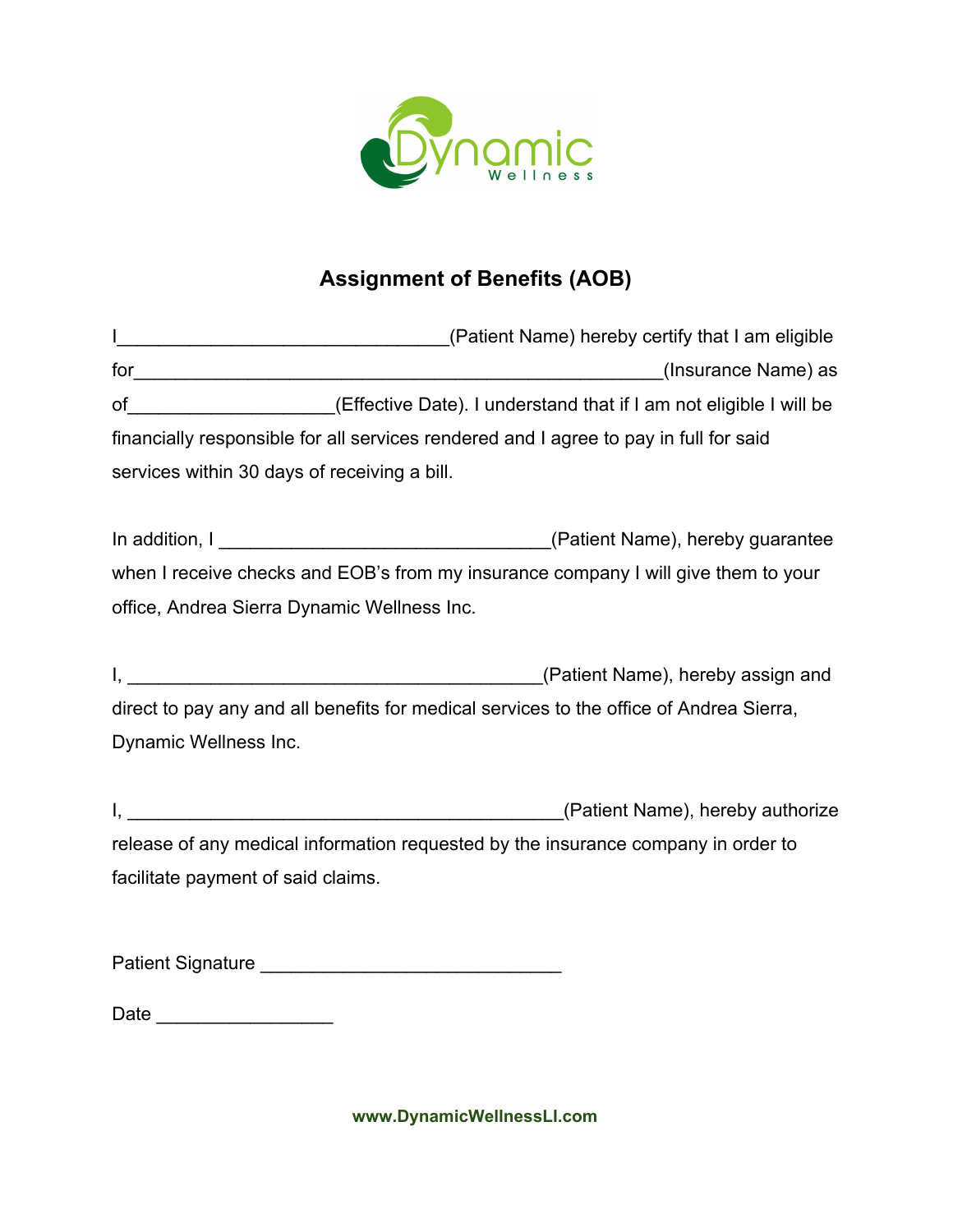Dynamic Wellness

# Assignment of Benefits (AOB)

I_______________________________(Patient Name) hereby certify that I am eligible for_________________________________________________(Insurance Name) as of___________________(Effective Date). I understand that if I am not eligible I will be financially responsible for all services rendered and I agree to pay in full for said services within 30 days of receiving a bill.

In addition, I _______________________________(Patient Name), hereby guarantee when I receive checks and EOB's from my insurance company I will give them to your office, Andrea Sierra Dynamic Wellness Inc.

I, _______________________________________(Patient Name), hereby assign and direct to pay any and all benefits for medical services to the office of Andrea Sierra, Dynamic Wellness Inc.

I, _________________________________________(Patient Name), hereby authorize release of any medical information requested by the insurance company in order to facilitate payment of said claims.

Patient Signature ____________________________

Date ________________

**www.DynamicWellnessLI.com**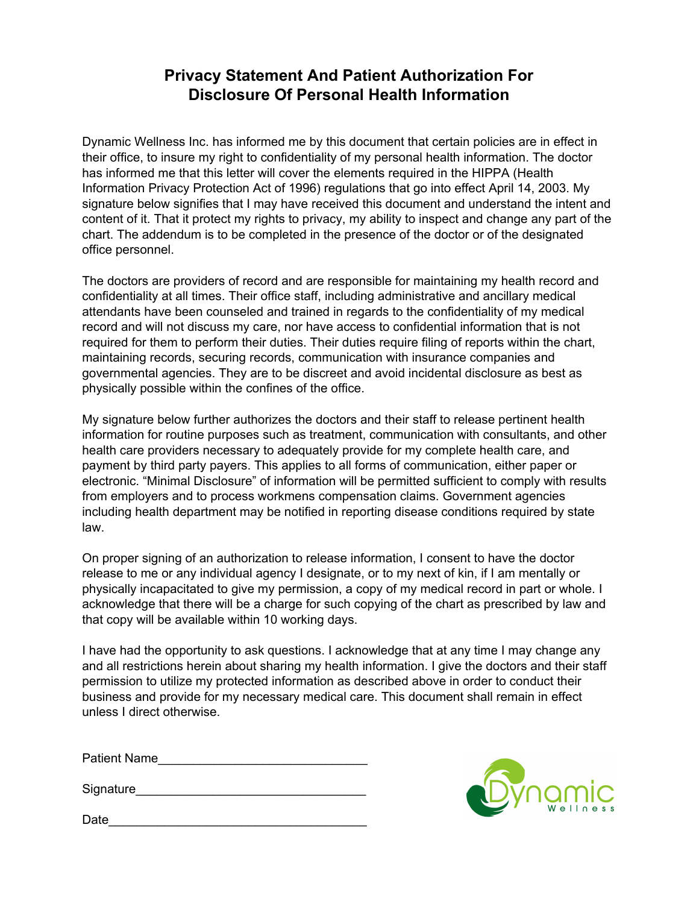# Privacy Statement And Patient Authorization For Disclosure Of Personal Health Information

Dynamic Wellness Inc. has informed me by this document that certain policies are in effect in their office, to insure my right to confidentiality of my personal health information. The doctor has informed me that this letter will cover the elements required in the HIPPA (Health Information Privacy Protection Act of 1996) regulations that go into effect April 14, 2003. My signature below signifies that I may have received this document and understand the intent and content of it. That it protect my rights to privacy, my ability to inspect and change any part of the chart. The addendum is to be completed in the presence of the doctor or of the designated office personnel.

The doctors are providers of record and are responsible for maintaining my health record and confidentiality at all times. Their office staff, including administrative and ancillary medical attendants have been counseled and trained in regards to the confidentiality of my medical record and will not discuss my care, nor have access to confidential information that is not required for them to perform their duties. Their duties require filing of reports within the chart, maintaining records, securing records, communication with insurance companies and governmental agencies. They are to be discreet and avoid incidental disclosure as best as physically possible within the confines of the office.

My signature below further authorizes the doctors and their staff to release pertinent health information for routine purposes such as treatment, communication with consultants, and other health care providers necessary to adequately provide for my complete health care, and payment by third party payers. This applies to all forms of communication, either paper or electronic. “Minimal Disclosure” of information will be permitted sufficient to comply with results from employers and to process workmens compensation claims. Government agencies including health department may be notified in reporting disease conditions required by state law.

On proper signing of an authorization to release information, I consent to have the doctor release to me or any individual agency I designate, or to my next of kin, if I am mentally or physically incapacitated to give my permission, a copy of my medical record in part or whole. I acknowledge that there will be a charge for such copying of the chart as prescribed by law and that copy will be available within 10 working days.

I have had the opportunity to ask questions. I acknowledge that at any time I may change any and all restrictions herein about sharing my health information. I give the doctors and their staff permission to utilize my protected information as described above in order to conduct their business and provide for my necessary medical care. This document shall remain in effect unless I direct otherwise.

Patient Name______________________________

Signature_________________________________

Date_____________________________________

Dynamic Wellness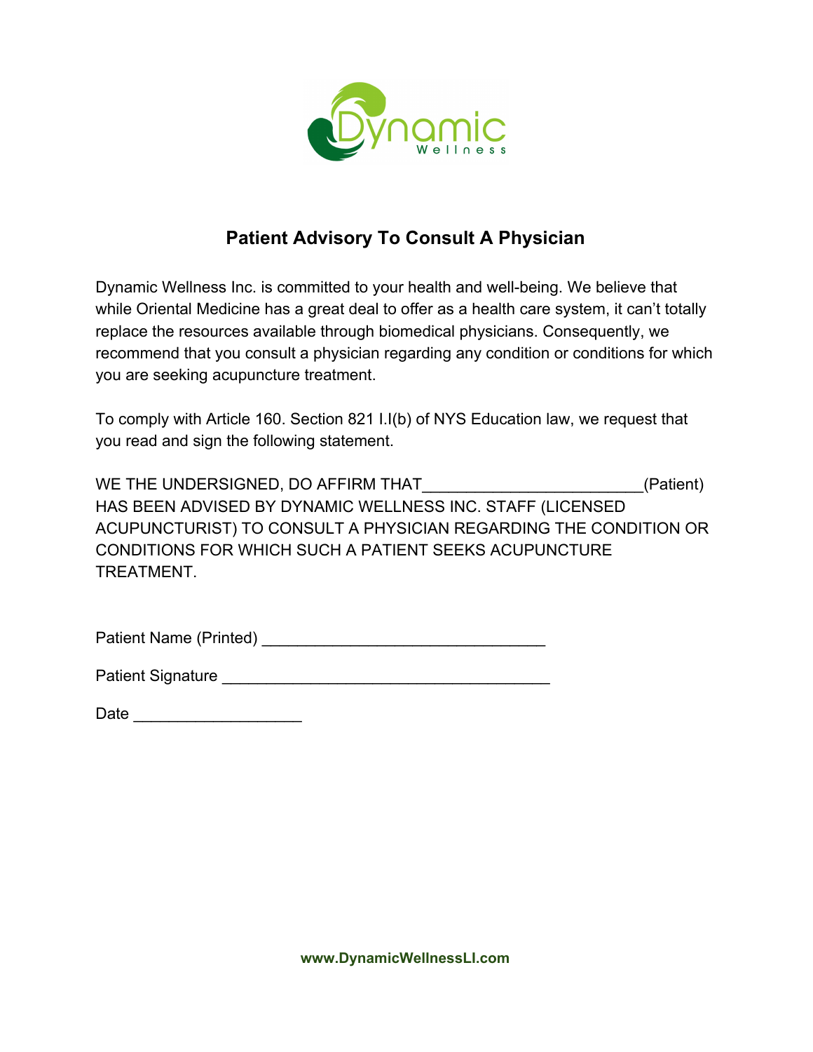# Patient Advisory To Consult A Physician

Dynamic Wellness Inc. is committed to your health and well-being. We believe that while Oriental Medicine has a great deal to offer as a health care system, it can't totally replace the resources available through biomedical physicians. Consequently, we recommend that you consult a physician regarding any condition or conditions for which you are seeking acupuncture treatment.

To comply with Article 160. Section 821 I.I(b) of NYS Education law, we request that you read and sign the following statement.

WE THE UNDERSIGNED, DO AFFIRM THAT_________________________(Patient) HAS BEEN ADVISED BY DYNAMIC WELLNESS INC. STAFF (LICENSED ACUPUNCTURIST) TO CONSULT A PHYSICIAN REGARDING THE CONDITION OR CONDITIONS FOR WHICH SUCH A PATIENT SEEKS ACUPUNCTURE TREATMENT.

Patient Name (Printed) ________________________________

Patient Signature _____________________________________

Date ___________________

www.DynamicWellnessLI.com